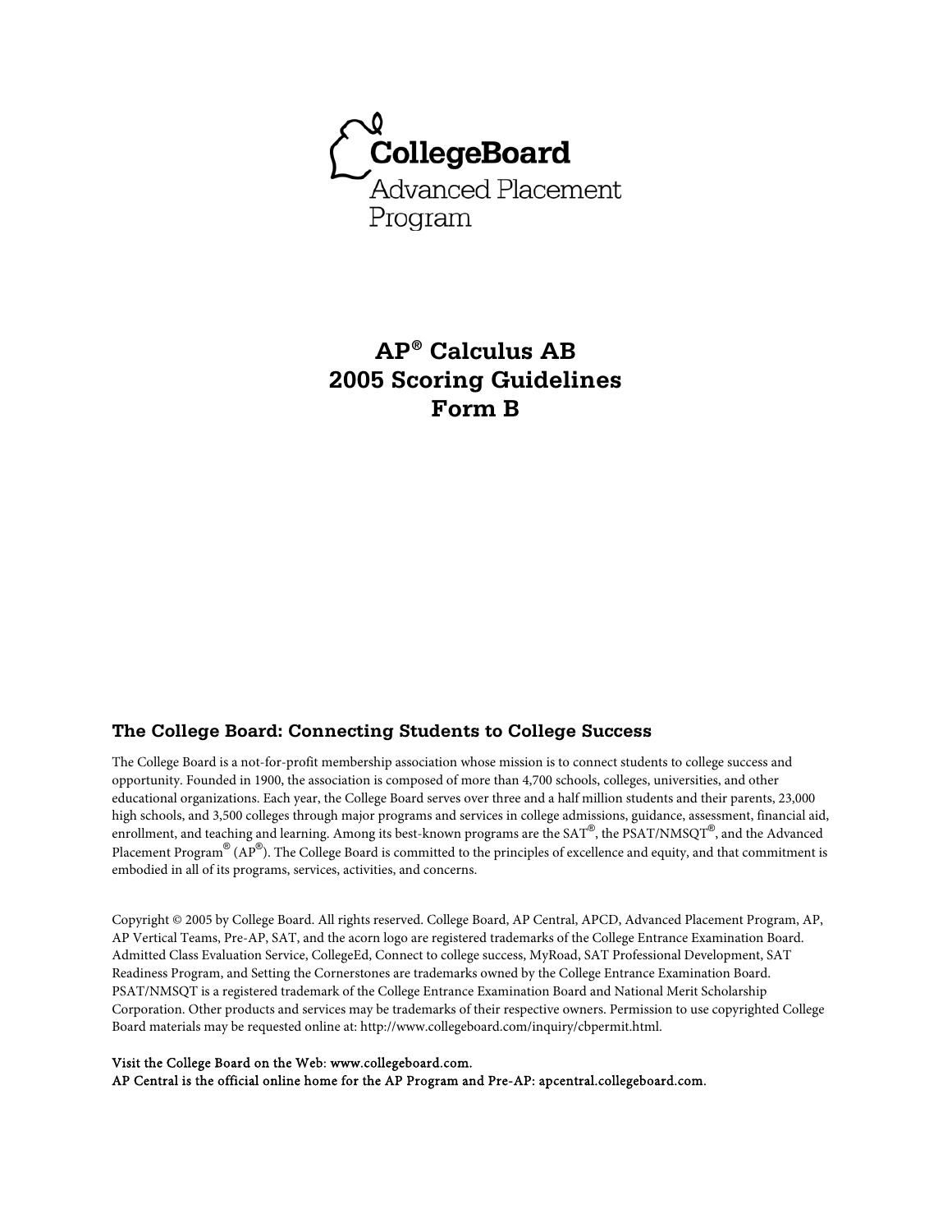CollegeBoard
Advanced Placement
Program

# AP® Calculus AB
# 2005 Scoring Guidelines
# Form B

### The College Board: Connecting Students to College Success

The College Board is a not-for-profit membership association whose mission is to connect students to college success and opportunity. Founded in 1900, the association is composed of more than 4,700 schools, colleges, universities, and other educational organizations. Each year, the College Board serves over three and a half million students and their parents, 23,000 high schools, and 3,500 colleges through major programs and services in college admissions, guidance, assessment, financial aid, enrollment, and teaching and learning. Among its best-known programs are the SAT®, the PSAT/NMSQT®, and the Advanced Placement Program® (AP®). The College Board is committed to the principles of excellence and equity, and that commitment is embodied in all of its programs, services, activities, and concerns.

Copyright © 2005 by College Board. All rights reserved. College Board, AP Central, APCD, Advanced Placement Program, AP, AP Vertical Teams, Pre-AP, SAT, and the acorn logo are registered trademarks of the College Entrance Examination Board. Admitted Class Evaluation Service, CollegeEd, Connect to college success, MyRoad, SAT Professional Development, SAT Readiness Program, and Setting the Cornerstones are trademarks owned by the College Entrance Examination Board. PSAT/NMSQT is a registered trademark of the College Entrance Examination Board and National Merit Scholarship Corporation. Other products and services may be trademarks of their respective owners. Permission to use copyrighted College Board materials may be requested online at: http://www.collegeboard.com/inquiry/cbpermit.html.

Visit the College Board on the Web: www.collegeboard.com.
AP Central is the official online home for the AP Program and Pre-AP: apcentral.collegeboard.com.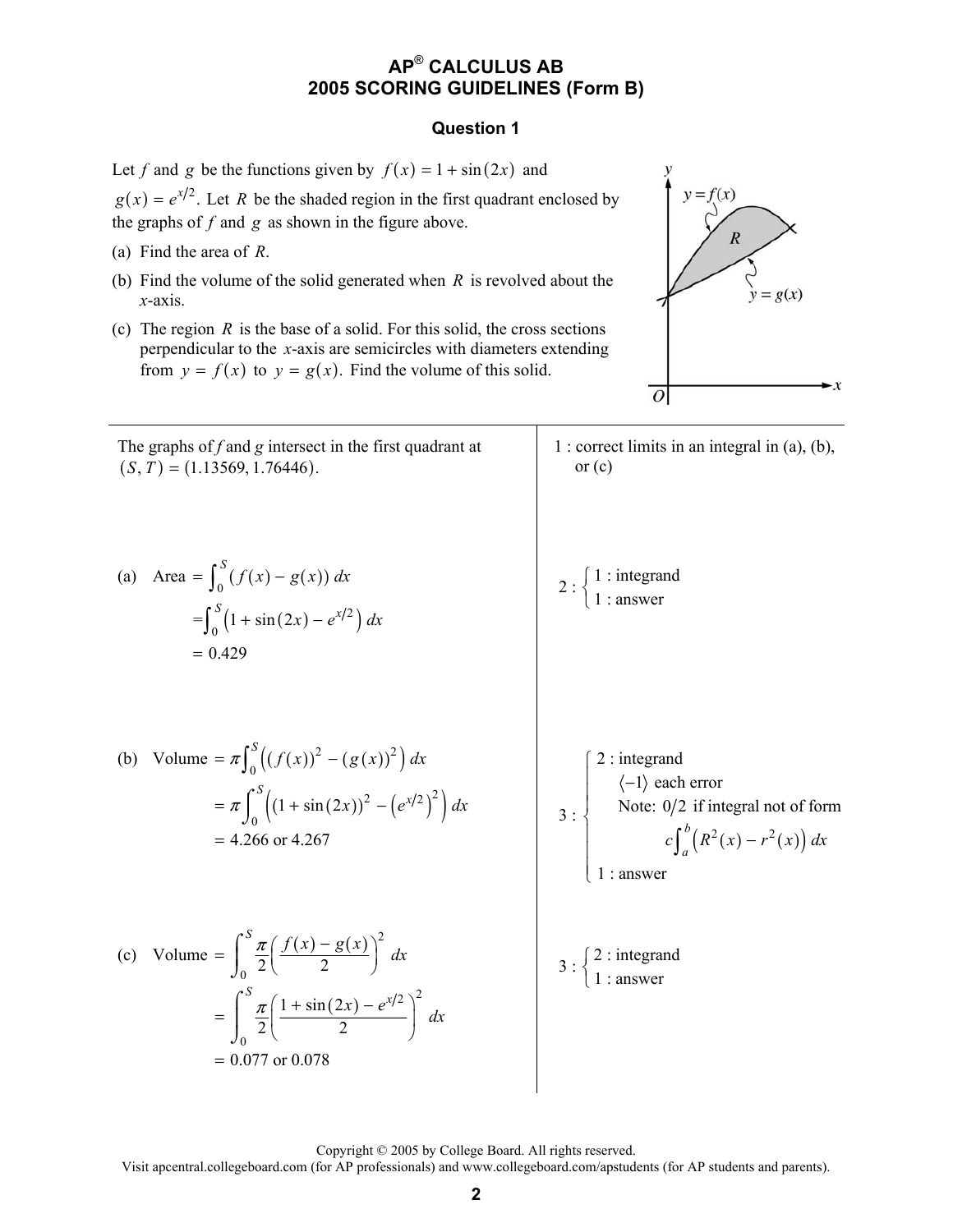# AP® CALCULUS AB
## 2005 SCORING GUIDELINES (Form B)

### Question 1

Let $f$ and $g$ be the functions given by $f(x) = 1 + \sin(2x)$ and $g(x) = e^{x/2}$. Let $R$ be the shaded region in the first quadrant enclosed by the graphs of $f$ and $g$ as shown in the figure above.

(a) Find the area of $R$.

(b) Find the volume of the solid generated when $R$ is revolved about the $x$-axis.

(c) The region $R$ is the base of a solid. For this solid, the cross sections perpendicular to the $x$-axis are semicircles with diameters extending from $y = f(x)$ to $y = g(x)$. Find the volume of this solid.

---

The graphs of $f$ and $g$ intersect in the first quadrant at $(S, T) = (1.13569, 1.76446)$.

1 : correct limits in an integral in (a), (b), or (c)

(a)

$$\text{Area} = \int_0^S (f(x) - g(x))\,dx = \int_0^S \left(1 + \sin(2x) - e^{x/2}\right) dx = 0.429$$

$2 : \begin{cases} 1 : \text{integrand} \\ 1 : \text{answer} \end{cases}$

(b)

$$\text{Volume} = \pi \int_0^S \left((f(x))^2 - (g(x))^2\right) dx = \pi \int_0^S \left((1 + \sin(2x))^2 - \left(e^{x/2}\right)^2\right) dx = 4.266 \text{ or } 4.267$$

$3 : \begin{cases} 2 : \text{integrand} \\ \quad \langle -1 \rangle \text{ each error} \\ \quad \text{Note: } 0/2 \text{ if integral not of form} \\ \qquad c\int_a^b \left(R^2(x) - r^2(x)\right) dx \\ 1 : \text{answer} \end{cases}$

(c)

$$\text{Volume} = \int_0^S \frac{\pi}{2}\left(\frac{f(x) - g(x)}{2}\right)^2 dx = \int_0^S \frac{\pi}{2}\left(\frac{1 + \sin(2x) - e^{x/2}}{2}\right)^2 dx = 0.077 \text{ or } 0.078$$

$3 : \begin{cases} 2 : \text{integrand} \\ 1 : \text{answer} \end{cases}$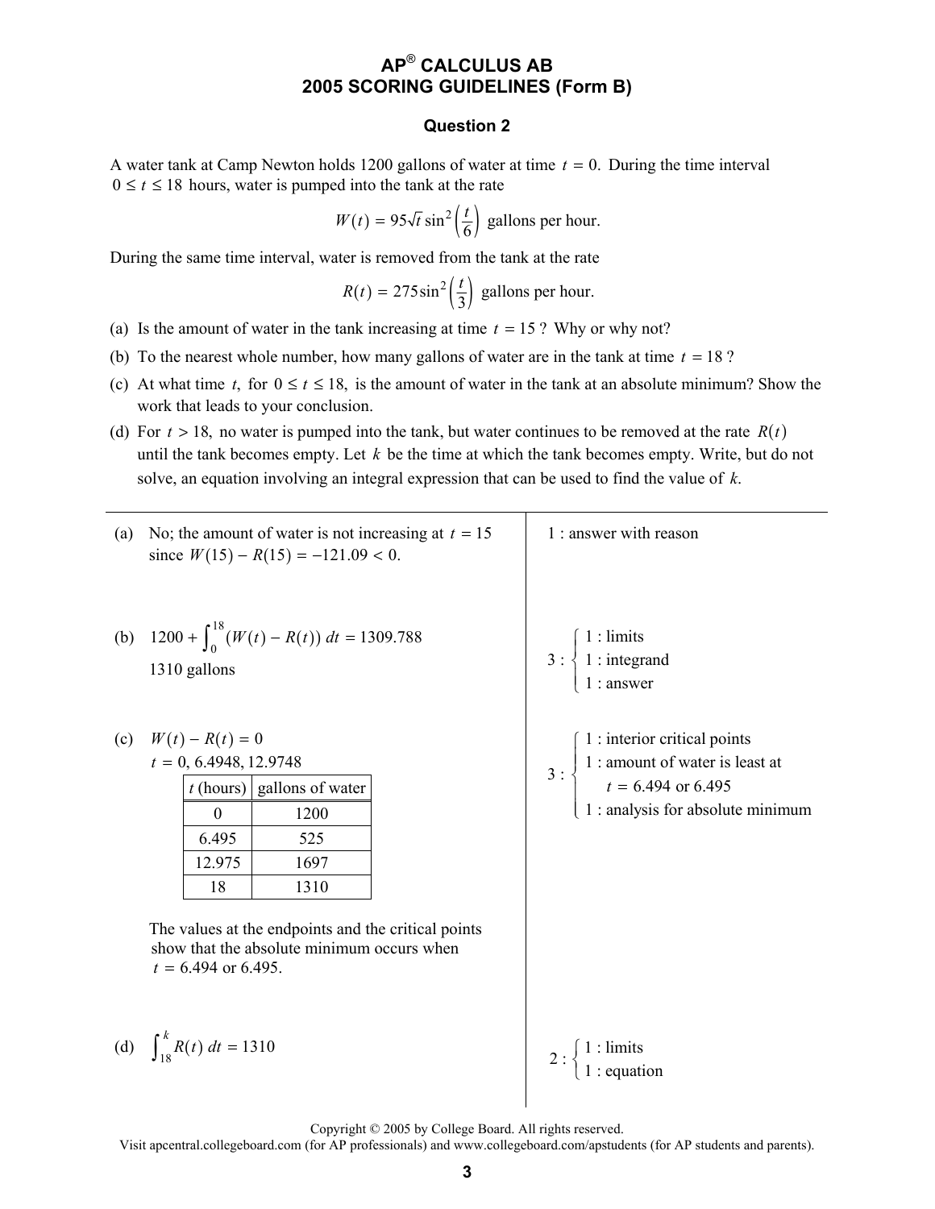# AP® CALCULUS AB
## 2005 SCORING GUIDELINES (Form B)

### Question 2

A water tank at Camp Newton holds 1200 gallons of water at time $t = 0$. During the time interval $0 \le t \le 18$ hours, water is pumped into the tank at the rate

$$W(t) = 95\sqrt{t}\sin^2\left(\frac{t}{6}\right) \text{ gallons per hour.}$$

During the same time interval, water is removed from the tank at the rate

$$R(t) = 275\sin^2\left(\frac{t}{3}\right) \text{ gallons per hour.}$$

(a) Is the amount of water in the tank increasing at time $t = 15$? Why or why not?

(b) To the nearest whole number, how many gallons of water are in the tank at time $t = 18$?

(c) At what time $t$, for $0 \le t \le 18$, is the amount of water in the tank at an absolute minimum? Show the work that leads to your conclusion.

(d) For $t > 18$, no water is pumped into the tank, but water continues to be removed at the rate $R(t)$ until the tank becomes empty. Let $k$ be the time at which the tank becomes empty. Write, but do not solve, an equation involving an integral expression that can be used to find the value of $k$.

---

(a) No; the amount of water is not increasing at $t = 15$ since $W(15) - R(15) = -121.09 < 0$.

1 : answer with reason

(b) $1200 + \int_0^{18} (W(t) - R(t))\, dt = 1309.788$

1310 gallons

3 : 
- 1 : limits
- 1 : integrand
- 1 : answer

(c) $W(t) - R(t) = 0$

$t = 0, 6.4948, 12.9748$

| $t$ (hours) | gallons of water |
|---|---|
| 0 | 1200 |
| 6.495 | 525 |
| 12.975 | 1697 |
| 18 | 1310 |

The values at the endpoints and the critical points show that the absolute minimum occurs when $t = 6.494$ or $6.495$.

3 : 
- 1 : interior critical points
- 1 : amount of water is least at $t = 6.494$ or $6.495$
- 1 : analysis for absolute minimum

(d) $\int_{18}^{k} R(t)\, dt = 1310$

2 : 
- 1 : limits
- 1 : equation

Copyright © 2005 by College Board. All rights reserved.
Visit apcentral.collegeboard.com (for AP professionals) and www.collegeboard.com/apstudents (for AP students and parents).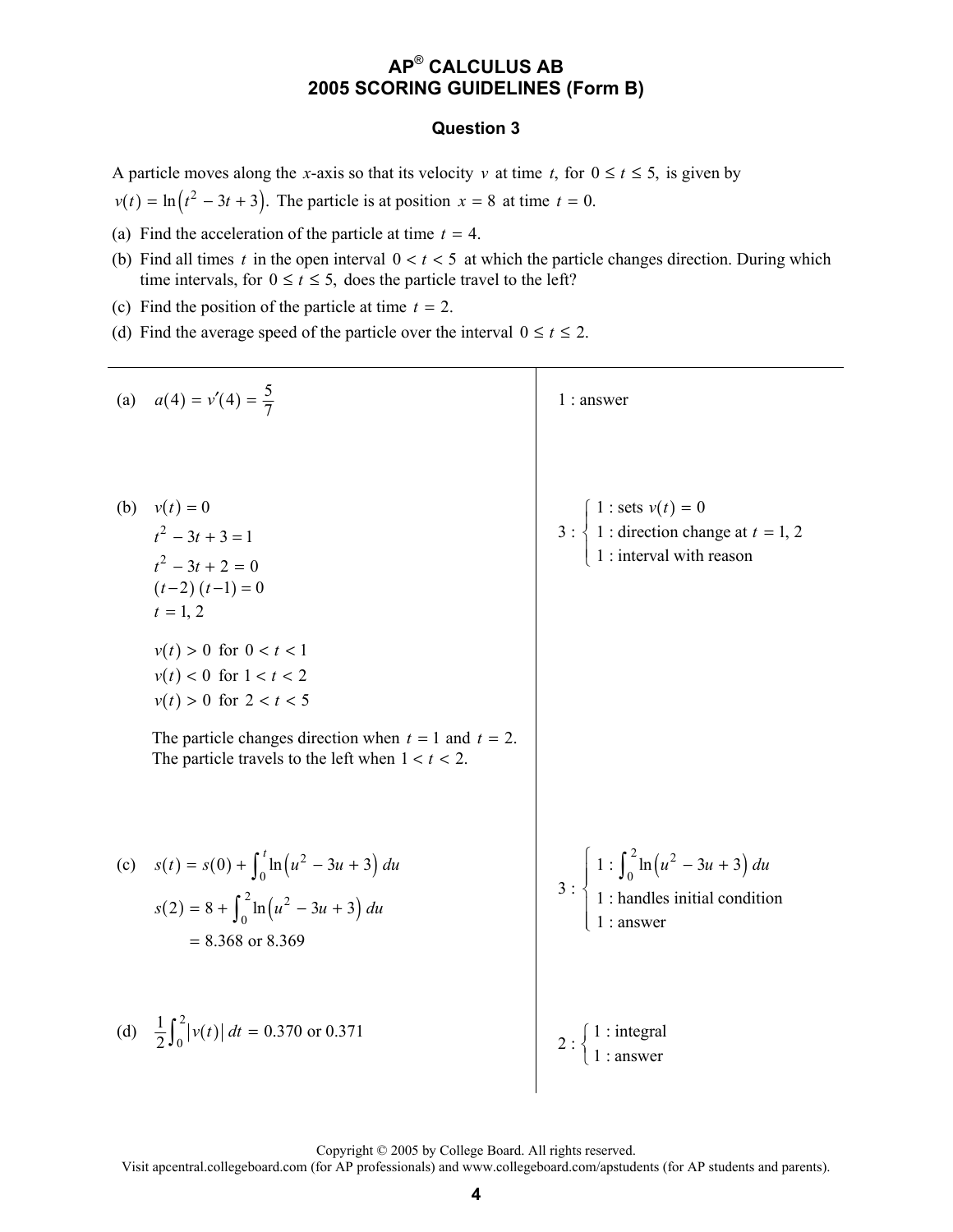# AP® CALCULUS AB
## 2005 SCORING GUIDELINES (Form B)

### Question 3

A particle moves along the $x$-axis so that its velocity $v$ at time $t$, for $0 \le t \le 5$, is given by $v(t) = \ln\left(t^2 - 3t + 3\right)$. The particle is at position $x = 8$ at time $t = 0$.

(a) Find the acceleration of the particle at time $t = 4$.

(b) Find all times $t$ in the open interval $0 < t < 5$ at which the particle changes direction. During which time intervals, for $0 \le t \le 5$, does the particle travel to the left?

(c) Find the position of the particle at time $t = 2$.

(d) Find the average speed of the particle over the interval $0 \le t \le 2$.

---

(a) $a(4) = v'(4) = \dfrac{5}{7}$

1 : answer

---

(b) $v(t) = 0$

$t^2 - 3t + 3 = 1$

$t^2 - 3t + 2 = 0$

$(t-2)(t-1) = 0$

$t = 1, 2$

$v(t) > 0$ for $0 < t < 1$

$v(t) < 0$ for $1 < t < 2$

$v(t) > 0$ for $2 < t < 5$

The particle changes direction when $t = 1$ and $t = 2$.
The particle travels to the left when $1 < t < 2$.

$3 : \begin{cases} 1 : \text{sets } v(t) = 0 \\ 1 : \text{direction change at } t = 1, 2 \\ 1 : \text{interval with reason} \end{cases}$

---

(c) $s(t) = s(0) + \int_0^t \ln\left(u^2 - 3u + 3\right)\, du$

$s(2) = 8 + \int_0^2 \ln\left(u^2 - 3u + 3\right)\, du$

$= 8.368$ or $8.369$

$3 : \begin{cases} 1 : \int_0^2 \ln\left(u^2 - 3u + 3\right)\, du \\ 1 : \text{handles initial condition} \\ 1 : \text{answer} \end{cases}$

---

(d) $\dfrac{1}{2}\int_0^2 \left|v(t)\right|\, dt = 0.370$ or $0.371$

$2 : \begin{cases} 1 : \text{integral} \\ 1 : \text{answer} \end{cases}$

Copyright © 2005 by College Board. All rights reserved.
Visit apcentral.collegeboard.com (for AP professionals) and www.collegeboard.com/apstudents (for AP students and parents).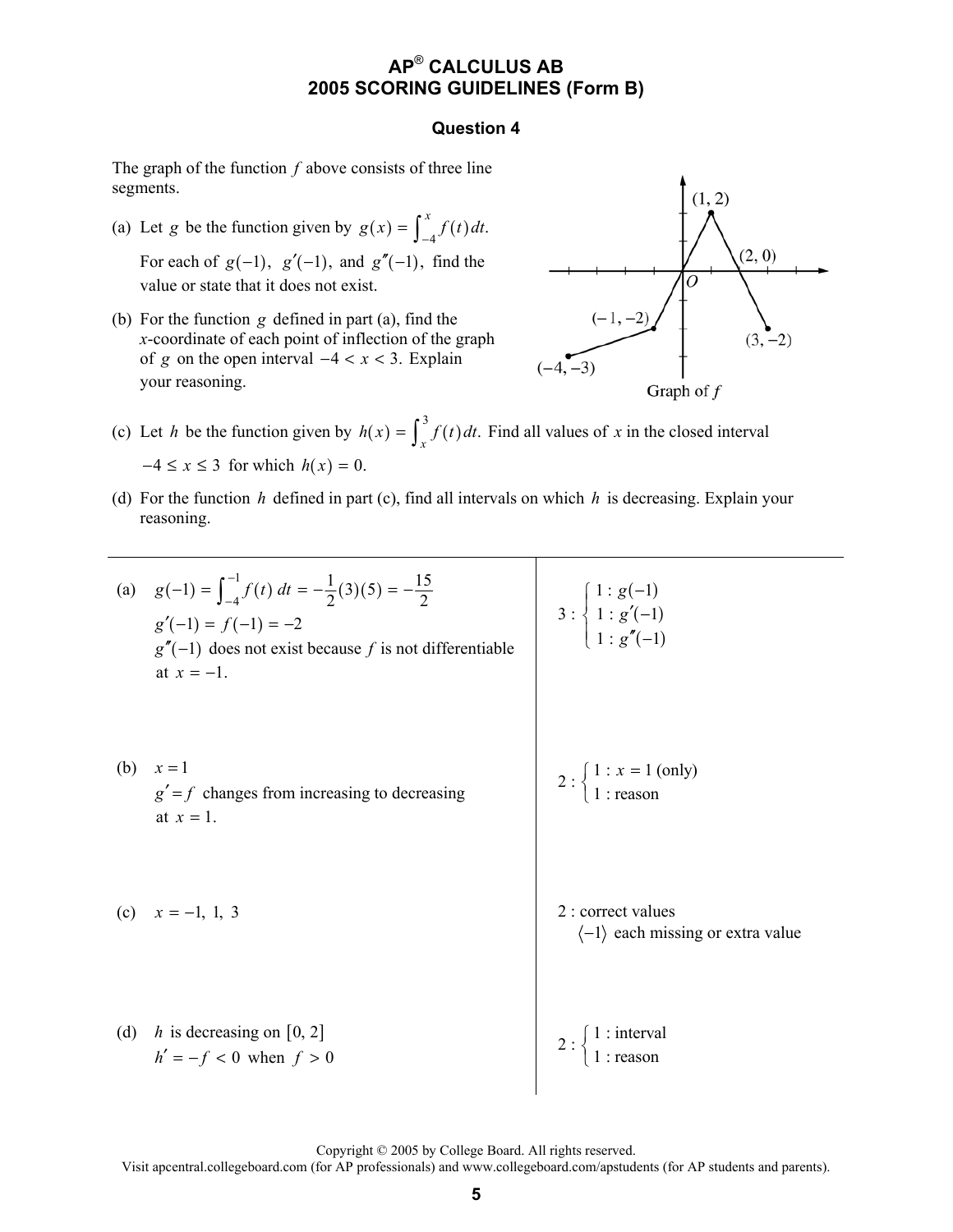# AP® CALCULUS AB
# 2005 SCORING GUIDELINES (Form B)

## Question 4

The graph of the function $f$ above consists of three line segments.

(a) Let $g$ be the function given by $g(x) = \int_{-4}^{x} f(t)\,dt$.

For each of $g(-1)$, $g'(-1)$, and $g''(-1)$, find the value or state that it does not exist.

(b) For the function $g$ defined in part (a), find the $x$-coordinate of each point of inflection of the graph of $g$ on the open interval $-4 < x < 3$. Explain your reasoning.

(c) Let $h$ be the function given by $h(x) = \int_{x}^{3} f(t)\,dt$. Find all values of $x$ in the closed interval $-4 \le x \le 3$ for which $h(x) = 0$.

(d) For the function $h$ defined in part (c), find all intervals on which $h$ is decreasing. Explain your reasoning.

Graph of $f$

---

| Solution | Scoring |
| --- | --- |
| (a) $g(-1) = \int_{-4}^{-1} f(t)\,dt = -\frac{1}{2}(3)(5) = -\frac{15}{2}$ <br> $g'(-1) = f(-1) = -2$ <br> $g''(-1)$ does not exist because $f$ is not differentiable at $x = -1$. | 3 : { 1 : $g(-1)$ <br> 1 : $g'(-1)$ <br> 1 : $g''(-1)$ } |
| (b) $x = 1$ <br> $g' = f$ changes from increasing to decreasing at $x = 1$. | 2 : { 1 : $x = 1$ (only) <br> 1 : reason } |
| (c) $x = -1,\ 1,\ 3$ | 2 : correct values <br> $\langle -1 \rangle$ each missing or extra value |
| (d) $h$ is decreasing on $[0, 2]$ <br> $h' = -f < 0$ when $f > 0$ | 2 : { 1 : interval <br> 1 : reason } |

Copyright © 2005 by College Board. All rights reserved.
Visit apcentral.collegeboard.com (for AP professionals) and www.collegeboard.com/apstudents (for AP students and parents).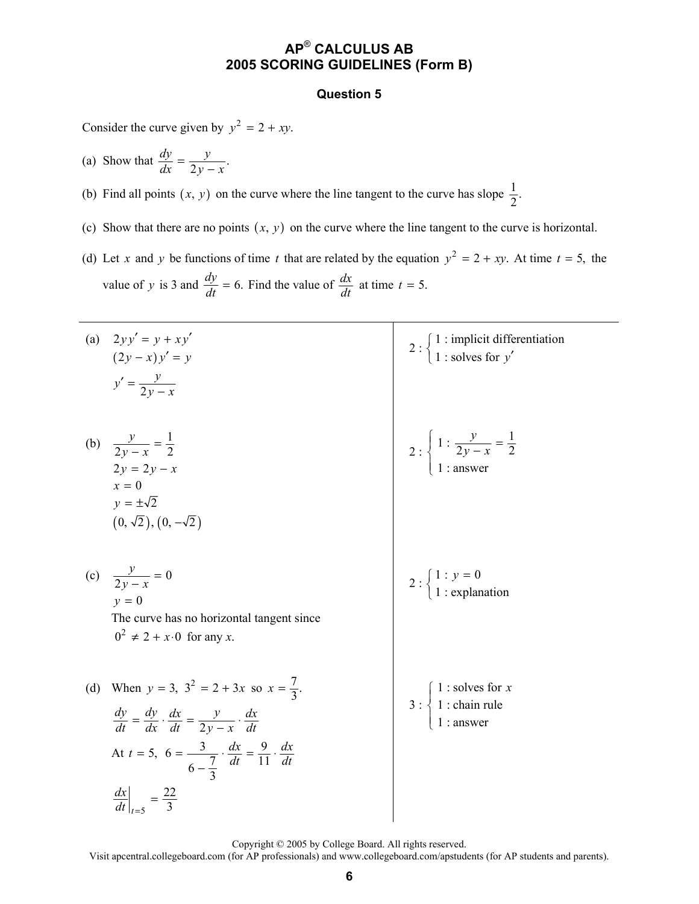# AP® CALCULUS AB
## 2005 SCORING GUIDELINES (Form B)

### Question 5

Consider the curve given by $y^2 = 2 + xy$.

(a) Show that $\dfrac{dy}{dx} = \dfrac{y}{2y - x}$.

(b) Find all points $(x, y)$ on the curve where the line tangent to the curve has slope $\dfrac{1}{2}$.

(c) Show that there are no points $(x, y)$ on the curve where the line tangent to the curve is horizontal.

(d) Let $x$ and $y$ be functions of time $t$ that are related by the equation $y^2 = 2 + xy$. At time $t = 5$, the value of $y$ is 3 and $\dfrac{dy}{dt} = 6$. Find the value of $\dfrac{dx}{dt}$ at time $t = 5$.

---

(a)

$$2yy' = y + xy'$$
$$(2y - x)y' = y$$
$$y' = \frac{y}{2y - x}$$

$2 : \begin{cases} 1 : \text{implicit differentiation} \\ 1 : \text{solves for } y' \end{cases}$

(b)

$$\frac{y}{2y - x} = \frac{1}{2}$$
$$2y = 2y - x$$
$$x = 0$$
$$y = \pm\sqrt{2}$$
$$\left(0, \sqrt{2}\right), \left(0, -\sqrt{2}\right)$$

$2 : \begin{cases} 1 : \dfrac{y}{2y - x} = \dfrac{1}{2} \\ 1 : \text{answer} \end{cases}$

(c)

$$\frac{y}{2y - x} = 0$$
$$y = 0$$

The curve has no horizontal tangent since $0^2 \neq 2 + x \cdot 0$ for any $x$.

$2 : \begin{cases} 1 : y = 0 \\ 1 : \text{explanation} \end{cases}$

(d) When $y = 3$, $3^2 = 2 + 3x$ so $x = \dfrac{7}{3}$.

$$\frac{dy}{dt} = \frac{dy}{dx} \cdot \frac{dx}{dt} = \frac{y}{2y - x} \cdot \frac{dx}{dt}$$

At $t = 5$, $6 = \dfrac{3}{6 - \frac{7}{3}} \cdot \dfrac{dx}{dt} = \dfrac{9}{11} \cdot \dfrac{dx}{dt}$

$$\left.\frac{dx}{dt}\right|_{t=5} = \frac{22}{3}$$

$3 : \begin{cases} 1 : \text{solves for } x \\ 1 : \text{chain rule} \\ 1 : \text{answer} \end{cases}$

Copyright © 2005 by College Board. All rights reserved.
Visit apcentral.collegeboard.com (for AP professionals) and www.collegeboard.com/apstudents (for AP students and parents).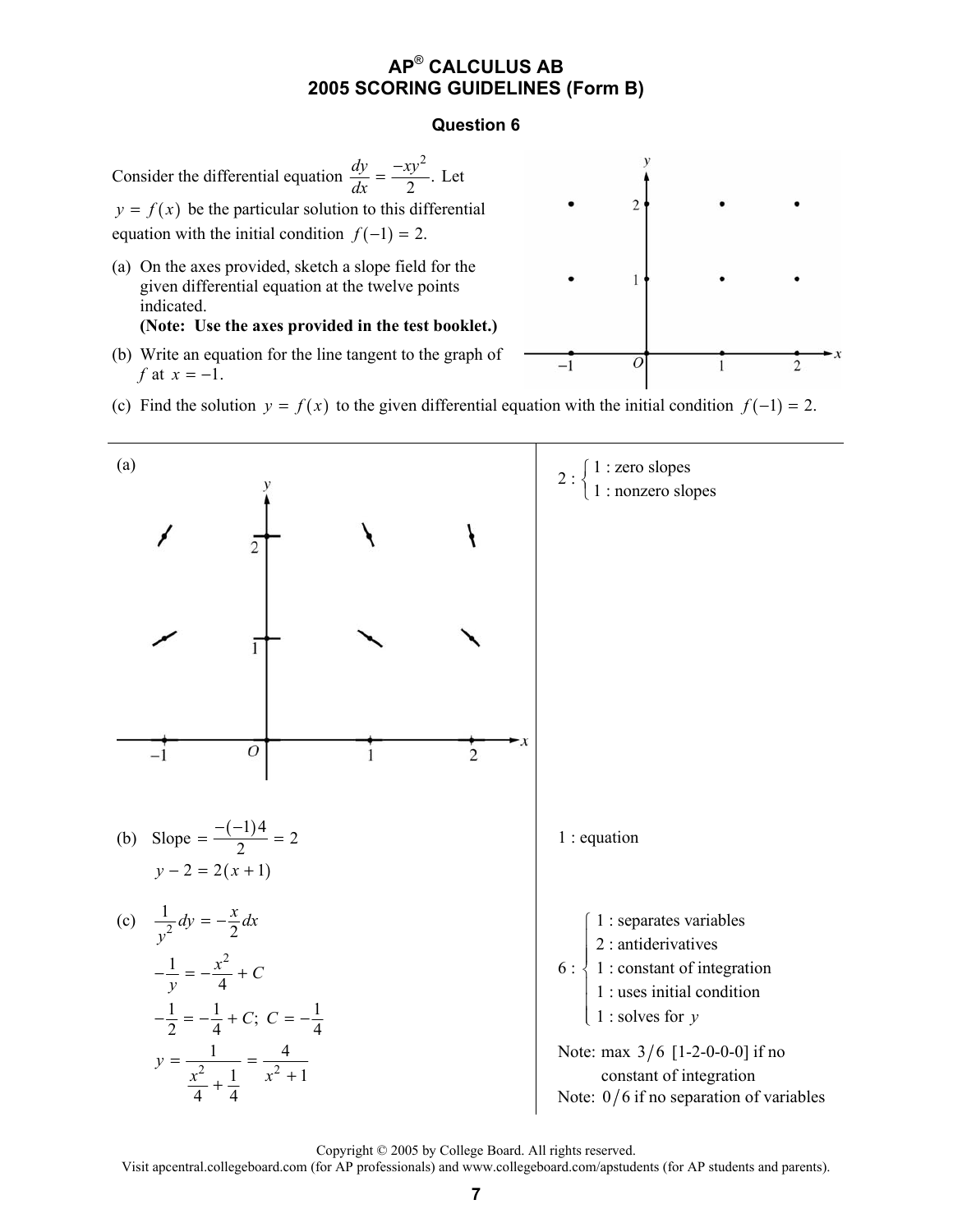# AP® CALCULUS AB
# 2005 SCORING GUIDELINES (Form B)

## Question 6

Consider the differential equation $\frac{dy}{dx} = \frac{-xy^2}{2}$. Let $y = f(x)$ be the particular solution to this differential equation with the initial condition $f(-1) = 2$.

(a) On the axes provided, sketch a slope field for the given differential equation at the twelve points indicated.
**(Note: Use the axes provided in the test booklet.)**

y
2
1
−1
O
1
2
x

(b) Write an equation for the line tangent to the graph of $f$ at $x = -1$.

(c) Find the solution $y = f(x)$ to the given differential equation with the initial condition $f(-1) = 2$.

---

(a)

y
2
1
−1
O
1
2
x

$2 : \begin{cases} 1 : \text{zero slopes} \\ 1 : \text{nonzero slopes} \end{cases}$

(b) Slope $= \frac{-(-1)4}{2} = 2$

$y - 2 = 2(x + 1)$

1 : equation

(c) $\frac{1}{y^2}\,dy = -\frac{x}{2}\,dx$

$-\frac{1}{y} = -\frac{x^2}{4} + C$

$-\frac{1}{2} = -\frac{1}{4} + C;\ C = -\frac{1}{4}$

$y = \frac{1}{\frac{x^2}{4} + \frac{1}{4}} = \frac{4}{x^2 + 1}$

$6 : \begin{cases} 1 : \text{separates variables} \\ 2 : \text{antiderivatives} \\ 1 : \text{constant of integration} \\ 1 : \text{uses initial condition} \\ 1 : \text{solves for } y \end{cases}$

Note: max $3/6$ [1-2-0-0-0] if no constant of integration
Note: $0/6$ if no separation of variables

Copyright © 2005 by College Board. All rights reserved.
Visit apcentral.collegeboard.com (for AP professionals) and www.collegeboard.com/apstudents (for AP students and parents).